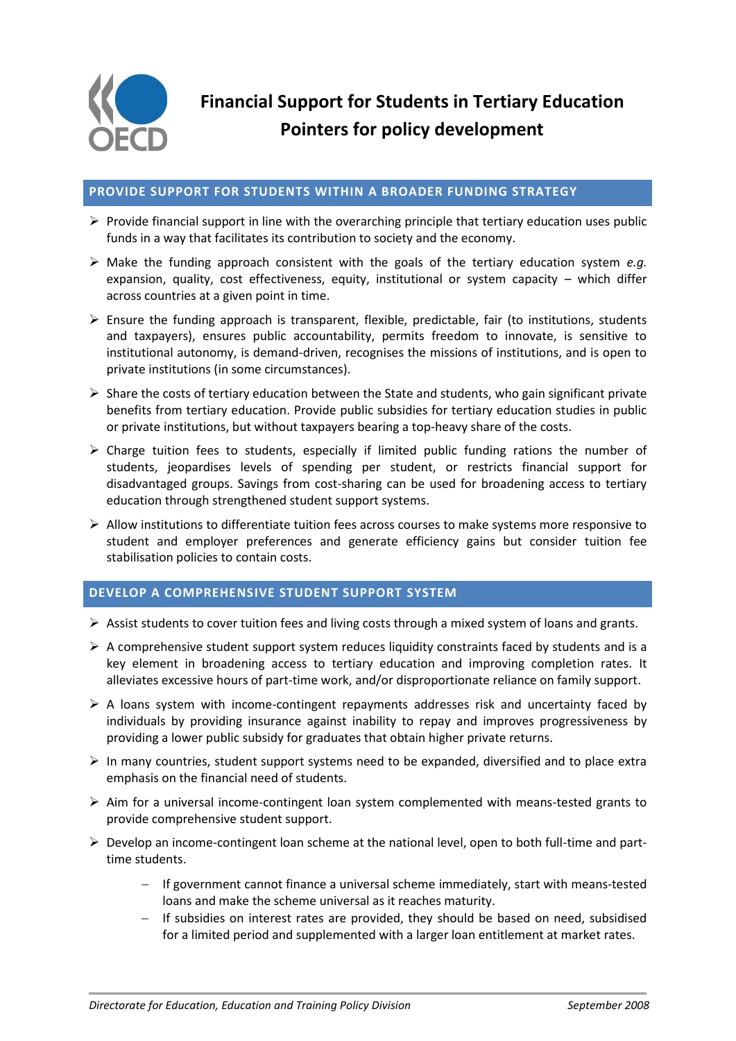# Financial Support for Students in Tertiary Education
## Pointers for policy development

### PROVIDE SUPPORT FOR STUDENTS WITHIN A BROADER FUNDING STRATEGY

- Provide financial support in line with the overarching principle that tertiary education uses public funds in a way that facilitates its contribution to society and the economy.
- Make the funding approach consistent with the goals of the tertiary education system *e.g.* expansion, quality, cost effectiveness, equity, institutional or system capacity – which differ across countries at a given point in time.
- Ensure the funding approach is transparent, flexible, predictable, fair (to institutions, students and taxpayers), ensures public accountability, permits freedom to innovate, is sensitive to institutional autonomy, is demand-driven, recognises the missions of institutions, and is open to private institutions (in some circumstances).
- Share the costs of tertiary education between the State and students, who gain significant private benefits from tertiary education. Provide public subsidies for tertiary education studies in public or private institutions, but without taxpayers bearing a top-heavy share of the costs.
- Charge tuition fees to students, especially if limited public funding rations the number of students, jeopardises levels of spending per student, or restricts financial support for disadvantaged groups. Savings from cost-sharing can be used for broadening access to tertiary education through strengthened student support systems.
- Allow institutions to differentiate tuition fees across courses to make systems more responsive to student and employer preferences and generate efficiency gains but consider tuition fee stabilisation policies to contain costs.

### DEVELOP A COMPREHENSIVE STUDENT SUPPORT SYSTEM

- Assist students to cover tuition fees and living costs through a mixed system of loans and grants.
- A comprehensive student support system reduces liquidity constraints faced by students and is a key element in broadening access to tertiary education and improving completion rates. It alleviates excessive hours of part-time work, and/or disproportionate reliance on family support.
- A loans system with income-contingent repayments addresses risk and uncertainty faced by individuals by providing insurance against inability to repay and improves progressiveness by providing a lower public subsidy for graduates that obtain higher private returns.
- In many countries, student support systems need to be expanded, diversified and to place extra emphasis on the financial need of students.
- Aim for a universal income-contingent loan system complemented with means-tested grants to provide comprehensive student support.
- Develop an income-contingent loan scheme at the national level, open to both full-time and part-time students.
  - If government cannot finance a universal scheme immediately, start with means-tested loans and make the scheme universal as it reaches maturity.
  - If subsidies on interest rates are provided, they should be based on need, subsidised for a limited period and supplemented with a larger loan entitlement at market rates.

*Directorate for Education, Education and Training Policy Division* — *September 2008*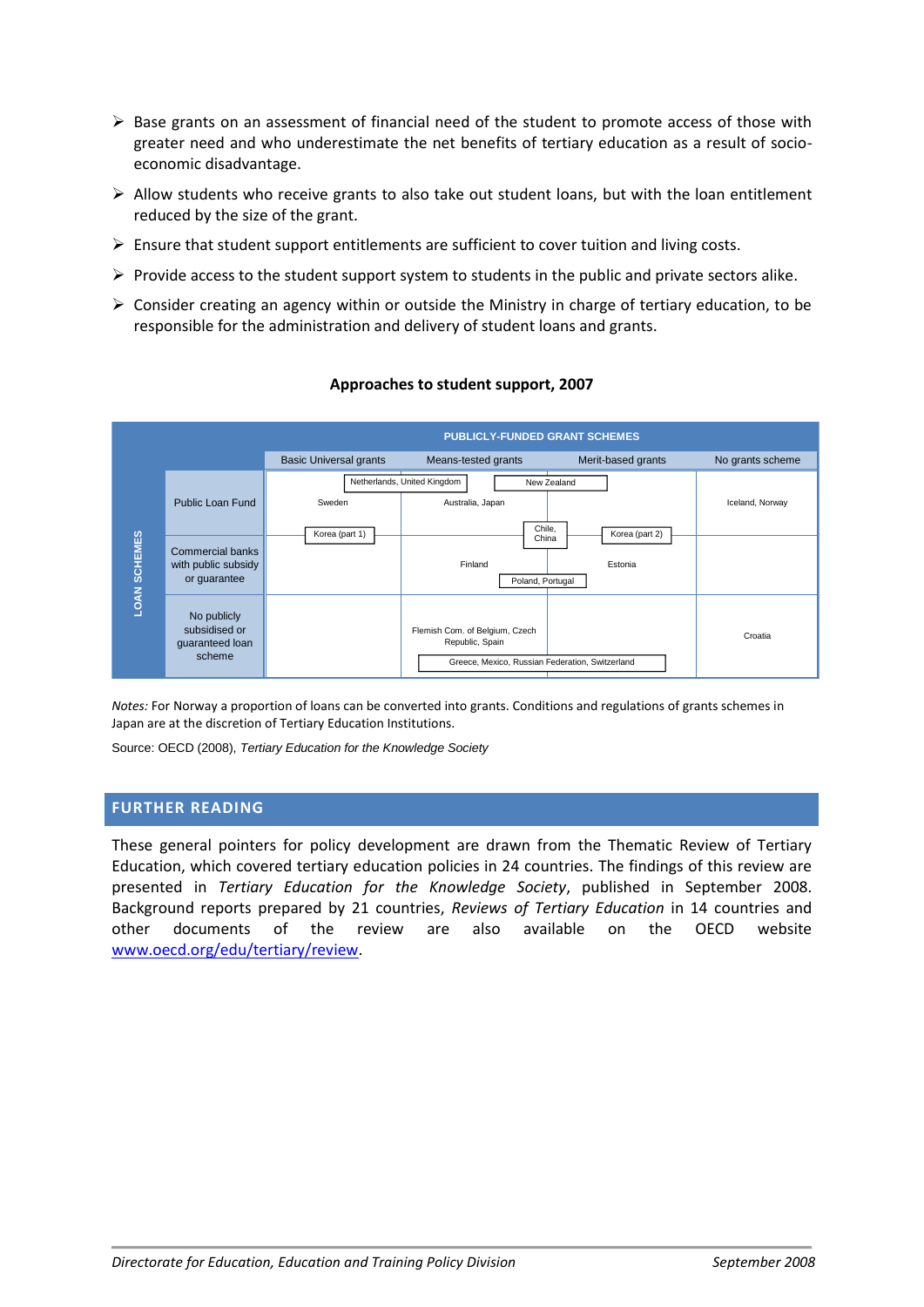- Base grants on an assessment of financial need of the student to promote access of those with greater need and who underestimate the net benefits of tertiary education as a result of socio-economic disadvantage.
- Allow students who receive grants to also take out student loans, but with the loan entitlement reduced by the size of the grant.
- Ensure that student support entitlements are sufficient to cover tuition and living costs.
- Provide access to the student support system to students in the public and private sectors alike.
- Consider creating an agency within or outside the Ministry in charge of tertiary education, to be responsible for the administration and delivery of student loans and grants.

**Approaches to student support, 2007**

| LOAN SCHEMES | PUBLICLY-FUNDED GRANT SCHEMES: Basic Universal grants | Means-tested grants | Merit-based grants | No grants scheme |
|---|---|---|---|---|
| Public Loan Fund | Netherlands, United Kingdom; Sweden; Korea (part 1) | Australia, Japan; New Zealand | Chile, China; Korea (part 2) | Iceland, Norway |
| Commercial banks with public subsidy or guarantee | | Finland; Poland, Portugal | Estonia | |
| No publicly subsidised or guaranteed loan scheme | | Flemish Com. of Belgium, Czech Republic, Spain; Greece, Mexico, Russian Federation, Switzerland | | Croatia |

*Notes:* For Norway a proportion of loans can be converted into grants. Conditions and regulations of grants schemes in Japan are at the discretion of Tertiary Education Institutions.

Source: OECD (2008), *Tertiary Education for the Knowledge Society*

## FURTHER READING

These general pointers for policy development are drawn from the Thematic Review of Tertiary Education, which covered tertiary education policies in 24 countries. The findings of this review are presented in *Tertiary Education for the Knowledge Society*, published in September 2008. Background reports prepared by 21 countries, *Reviews of Tertiary Education* in 14 countries and other documents of the review are also available on the OECD website www.oecd.org/edu/tertiary/review.